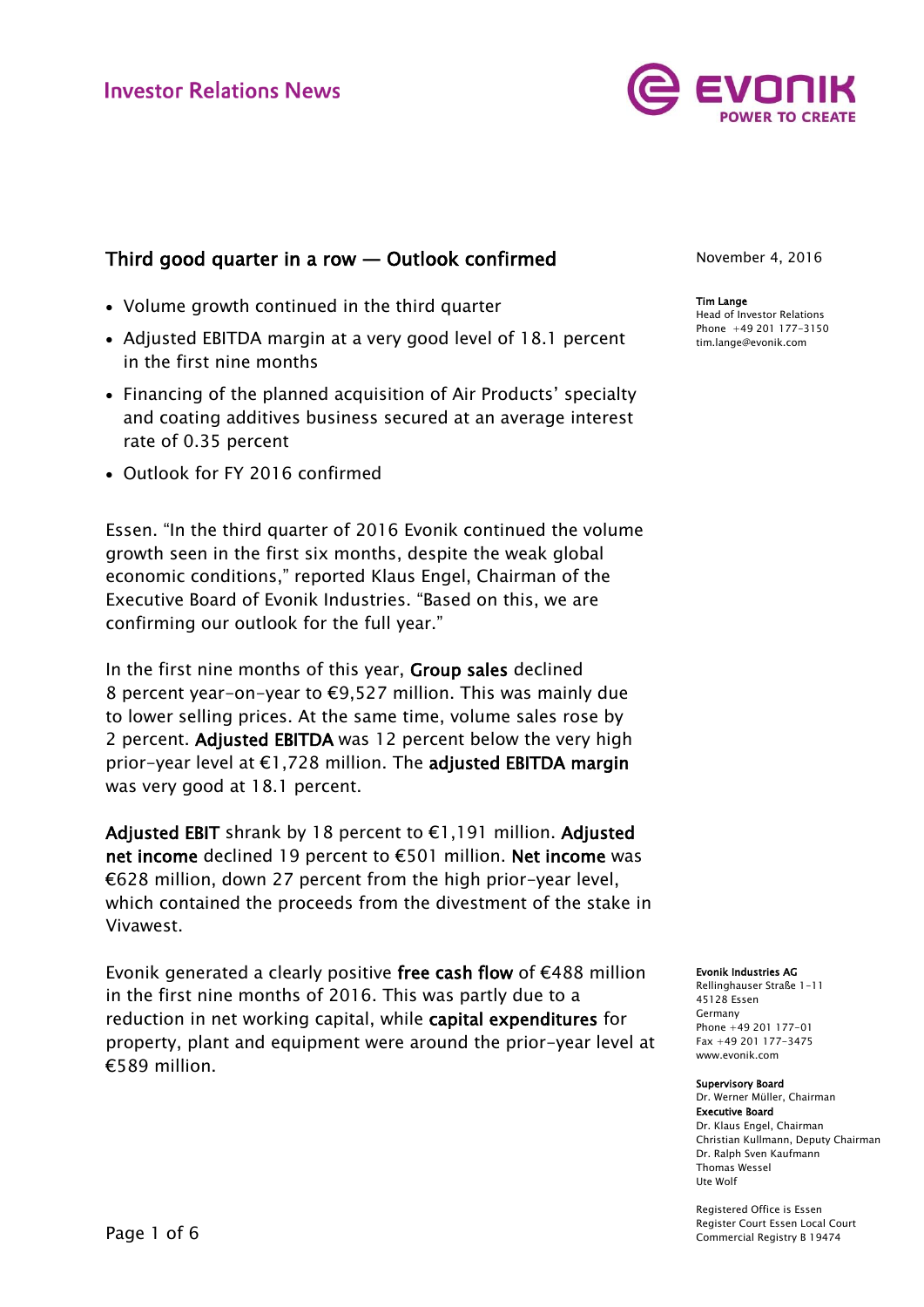Investor Relations News

# Third good quarter in a row — Outlook confirmed

- Volume growth continued in the third quarter
- Adjusted EBITDA margin at a very good level of 18.1 percent in the first nine months
- Financing of the planned acquisition of Air Products' specialty and coating additives business secured at an average interest rate of 0.35 percent
- Outlook for FY 2016 confirmed

Essen. "In the third quarter of 2016 Evonik continued the volume growth seen in the first six months, despite the weak global economic conditions," reported Klaus Engel, Chairman of the Executive Board of Evonik Industries. "Based on this, we are confirming our outlook for the full year."

In the first nine months of this year, **Group sales** declined 8 percent year-on-year to €9,527 million. This was mainly due to lower selling prices. At the same time, volume sales rose by 2 percent. **Adjusted EBITDA** was 12 percent below the very high prior-year level at €1,728 million. The **adjusted EBITDA margin** was very good at 18.1 percent.

**Adjusted EBIT** shrank by 18 percent to €1,191 million. **Adjusted net income** declined 19 percent to €501 million. **Net income** was €628 million, down 27 percent from the high prior-year level, which contained the proceeds from the divestment of the stake in Vivawest.

Evonik generated a clearly positive **free cash flow** of €488 million in the first nine months of 2016. This was partly due to a reduction in net working capital, while **capital expenditures** for property, plant and equipment were around the prior-year level at €589 million.

November 4, 2016

**Tim Lange**
Head of Investor Relations
Phone +49 201 177-3150
tim.lange@evonik.com

**Evonik Industries AG**
Rellinghauser Straße 1-11
45128 Essen
Germany
Phone +49 201 177-01
Fax +49 201 177-3475
www.evonik.com

**Supervisory Board**
Dr. Werner Müller, Chairman
**Executive Board**
Dr. Klaus Engel, Chairman
Christian Kullmann, Deputy Chairman
Dr. Ralph Sven Kaufmann
Thomas Wessel
Ute Wolf

Registered Office is Essen
Register Court Essen Local Court
Commercial Registry B 19474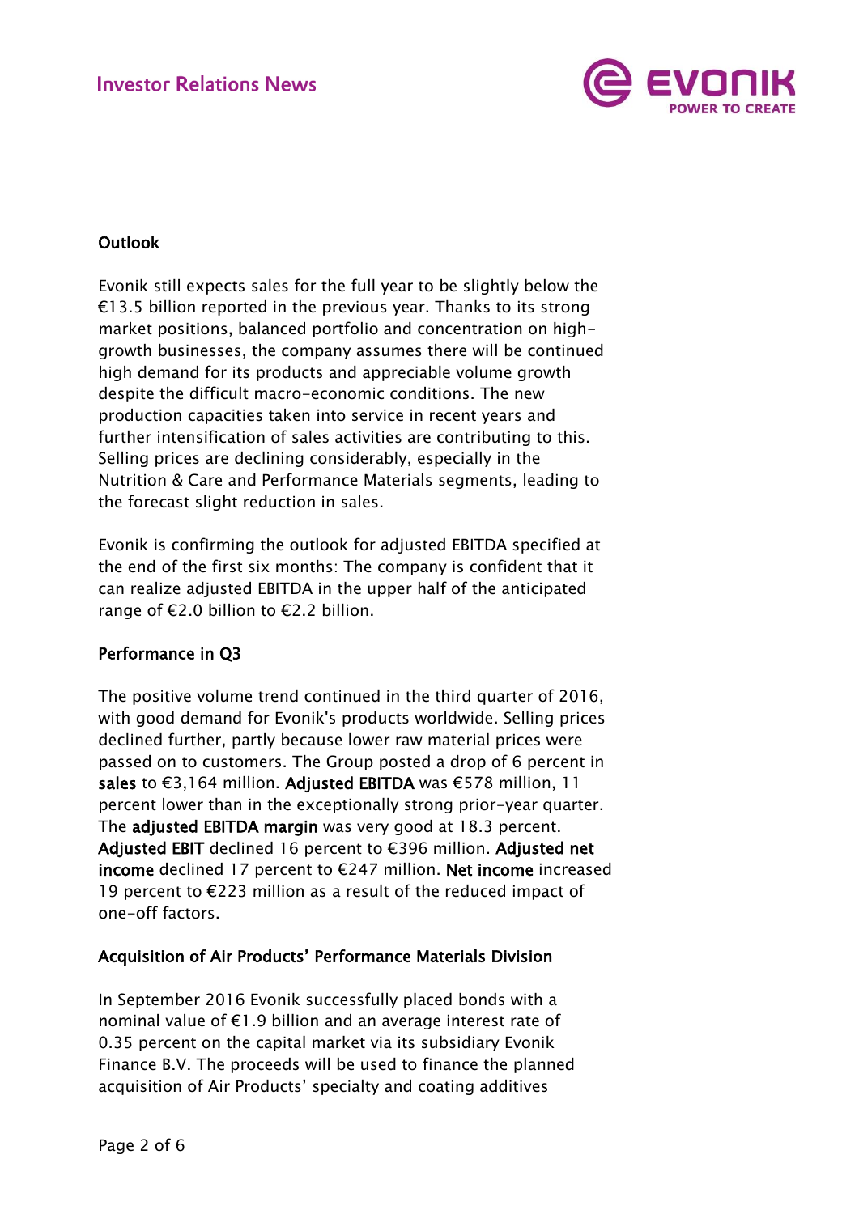## Outlook

Evonik still expects sales for the full year to be slightly below the €13.5 billion reported in the previous year. Thanks to its strong market positions, balanced portfolio and concentration on high-growth businesses, the company assumes there will be continued high demand for its products and appreciable volume growth despite the difficult macro-economic conditions. The new production capacities taken into service in recent years and further intensification of sales activities are contributing to this. Selling prices are declining considerably, especially in the Nutrition & Care and Performance Materials segments, leading to the forecast slight reduction in sales.

Evonik is confirming the outlook for adjusted EBITDA specified at the end of the first six months: The company is confident that it can realize adjusted EBITDA in the upper half of the anticipated range of €2.0 billion to €2.2 billion.

## Performance in Q3

The positive volume trend continued in the third quarter of 2016, with good demand for Evonik's products worldwide. Selling prices declined further, partly because lower raw material prices were passed on to customers. The Group posted a drop of 6 percent in **sales** to €3,164 million. **Adjusted EBITDA** was €578 million, 11 percent lower than in the exceptionally strong prior-year quarter. The **adjusted EBITDA margin** was very good at 18.3 percent. **Adjusted EBIT** declined 16 percent to €396 million. **Adjusted net income** declined 17 percent to €247 million. **Net income** increased 19 percent to €223 million as a result of the reduced impact of one-off factors.

## Acquisition of Air Products' Performance Materials Division

In September 2016 Evonik successfully placed bonds with a nominal value of €1.9 billion and an average interest rate of 0.35 percent on the capital market via its subsidiary Evonik Finance B.V. The proceeds will be used to finance the planned acquisition of Air Products' specialty and coating additives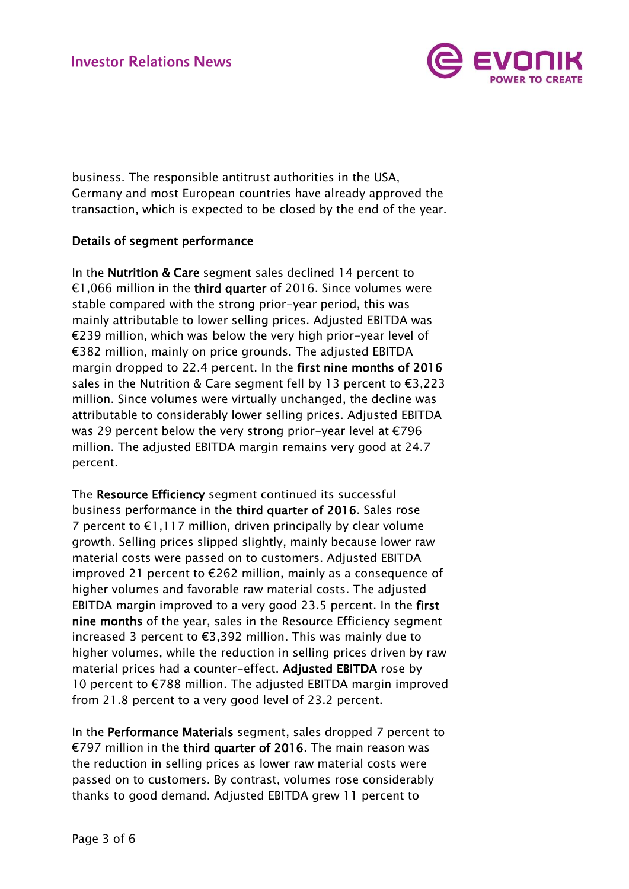business. The responsible antitrust authorities in the USA, Germany and most European countries have already approved the transaction, which is expected to be closed by the end of the year.

**Details of segment performance**

In the **Nutrition & Care** segment sales declined 14 percent to €1,066 million in the **third quarter** of 2016. Since volumes were stable compared with the strong prior-year period, this was mainly attributable to lower selling prices. Adjusted EBITDA was €239 million, which was below the very high prior-year level of €382 million, mainly on price grounds. The adjusted EBITDA margin dropped to 22.4 percent. In the **first nine months of 2016** sales in the Nutrition & Care segment fell by 13 percent to €3,223 million. Since volumes were virtually unchanged, the decline was attributable to considerably lower selling prices. Adjusted EBITDA was 29 percent below the very strong prior-year level at €796 million. The adjusted EBITDA margin remains very good at 24.7 percent.

The **Resource Efficiency** segment continued its successful business performance in the **third quarter of 2016**. Sales rose 7 percent to €1,117 million, driven principally by clear volume growth. Selling prices slipped slightly, mainly because lower raw material costs were passed on to customers. Adjusted EBITDA improved 21 percent to €262 million, mainly as a consequence of higher volumes and favorable raw material costs. The adjusted EBITDA margin improved to a very good 23.5 percent. In the **first nine months** of the year, sales in the Resource Efficiency segment increased 3 percent to €3,392 million. This was mainly due to higher volumes, while the reduction in selling prices driven by raw material prices had a counter-effect. **Adjusted EBITDA** rose by 10 percent to €788 million. The adjusted EBITDA margin improved from 21.8 percent to a very good level of 23.2 percent.

In the **Performance Materials** segment, sales dropped 7 percent to €797 million in the **third quarter of 2016**. The main reason was the reduction in selling prices as lower raw material costs were passed on to customers. By contrast, volumes rose considerably thanks to good demand. Adjusted EBITDA grew 11 percent to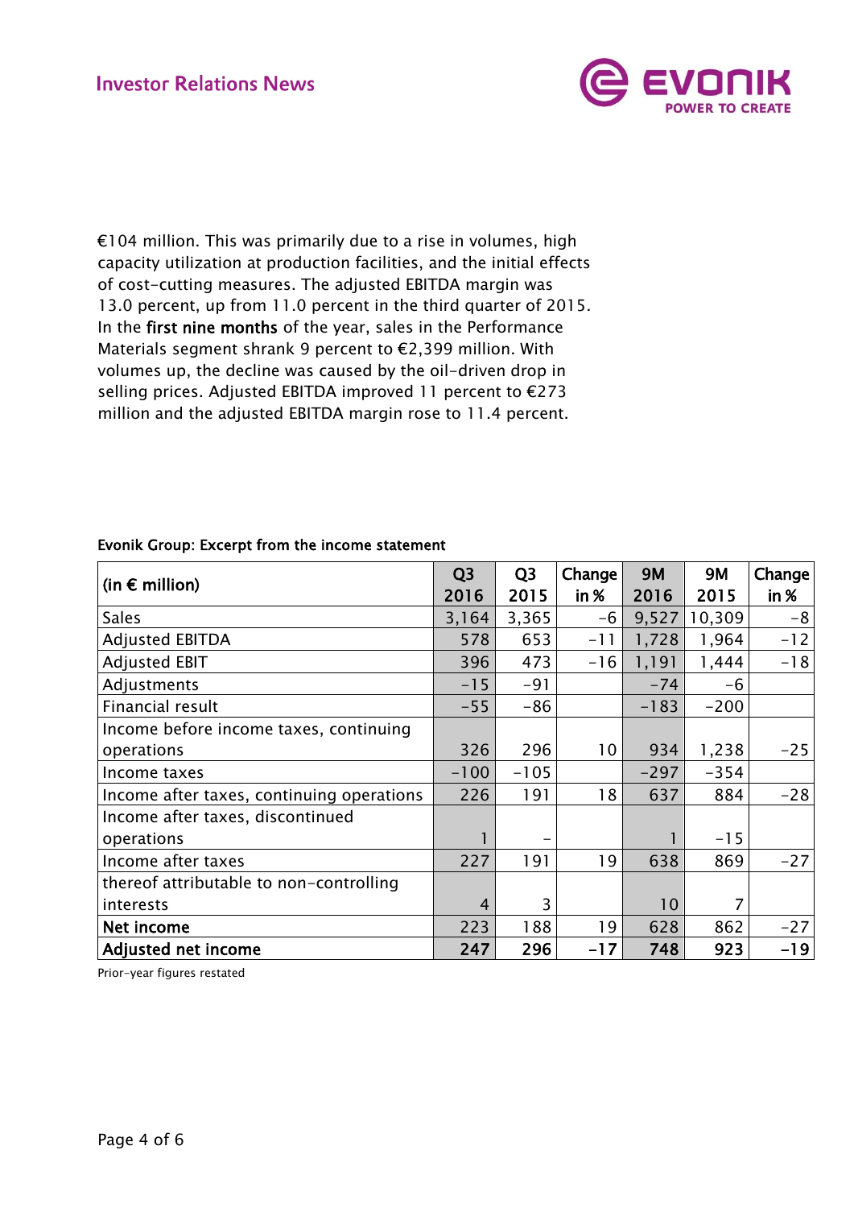€104 million. This was primarily due to a rise in volumes, high capacity utilization at production facilities, and the initial effects of cost-cutting measures. The adjusted EBITDA margin was 13.0 percent, up from 11.0 percent in the third quarter of 2015. In the **first nine months** of the year, sales in the Performance Materials segment shrank 9 percent to €2,399 million. With volumes up, the decline was caused by the oil-driven drop in selling prices. Adjusted EBITDA improved 11 percent to €273 million and the adjusted EBITDA margin rose to 11.4 percent.

**Evonik Group: Excerpt from the income statement**

| (in € million) | Q3 2016 | Q3 2015 | Change in % | 9M 2016 | 9M 2015 | Change in % |
|---|---|---|---|---|---|---|
| Sales | 3,164 | 3,365 | -6 | 9,527 | 10,309 | -8 |
| Adjusted EBITDA | 578 | 653 | -11 | 1,728 | 1,964 | -12 |
| Adjusted EBIT | 396 | 473 | -16 | 1,191 | 1,444 | -18 |
| Adjustments | -15 | -91 | | -74 | -6 | |
| Financial result | -55 | -86 | | -183 | -200 | |
| Income before income taxes, continuing operations | 326 | 296 | 10 | 934 | 1,238 | -25 |
| Income taxes | -100 | -105 | | -297 | -354 | |
| Income after taxes, continuing operations | 226 | 191 | 18 | 637 | 884 | -28 |
| Income after taxes, discontinued operations | 1 | – | | 1 | -15 | |
| Income after taxes | 227 | 191 | 19 | 638 | 869 | -27 |
| thereof attributable to non-controlling interests | 4 | 3 | | 10 | 7 | |
| **Net income** | 223 | 188 | 19 | 628 | 862 | -27 |
| **Adjusted net income** | **247** | **296** | **-17** | **748** | **923** | **-19** |

Prior-year figures restated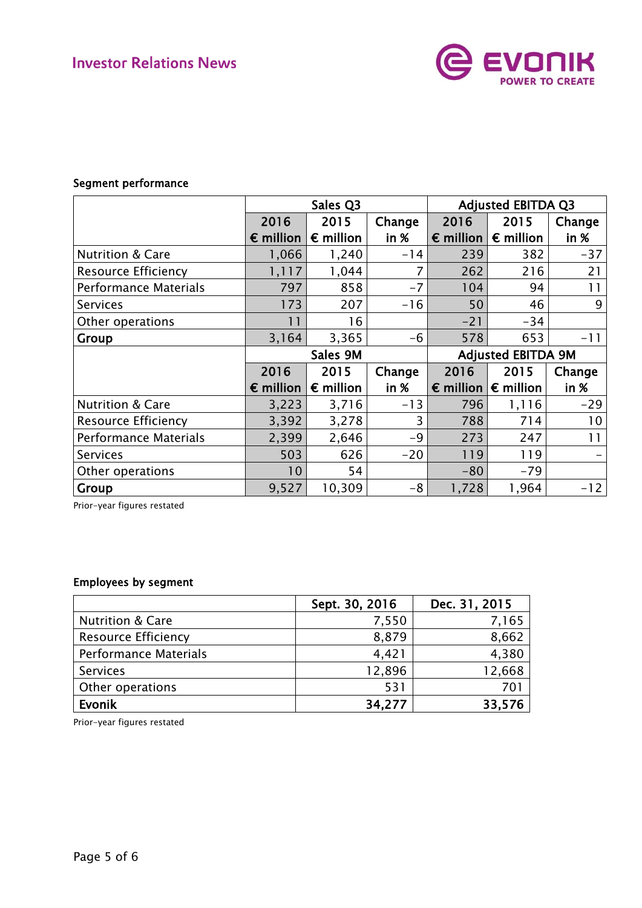**Segment performance**

| | Sales Q3 | | | Adjusted EBITDA Q3 | | |
|---|---|---|---|---|---|---|
| | 2016 € million | 2015 € million | Change in % | 2016 € million | 2015 € million | Change in % |
| Nutrition & Care | 1,066 | 1,240 | -14 | 239 | 382 | -37 |
| Resource Efficiency | 1,117 | 1,044 | 7 | 262 | 216 | 21 |
| Performance Materials | 797 | 858 | -7 | 104 | 94 | 11 |
| Services | 173 | 207 | -16 | 50 | 46 | 9 |
| Other operations | 11 | 16 | | -21 | -34 | |
| **Group** | 3,164 | 3,365 | -6 | 578 | 653 | -11 |
| | **Sales 9M** | | | **Adjusted EBITDA 9M** | | |
| | 2016 € million | 2015 € million | Change in % | 2016 € million | 2015 € million | Change in % |
| Nutrition & Care | 3,223 | 3,716 | -13 | 796 | 1,116 | -29 |
| Resource Efficiency | 3,392 | 3,278 | 3 | 788 | 714 | 10 |
| Performance Materials | 2,399 | 2,646 | -9 | 273 | 247 | 11 |
| Services | 503 | 626 | -20 | 119 | 119 | - |
| Other operations | 10 | 54 | | -80 | -79 | |
| **Group** | 9,527 | 10,309 | -8 | 1,728 | 1,964 | -12 |

Prior-year figures restated

**Employees by segment**

| | Sept. 30, 2016 | Dec. 31, 2015 |
|---|---|---|
| Nutrition & Care | 7,550 | 7,165 |
| Resource Efficiency | 8,879 | 8,662 |
| Performance Materials | 4,421 | 4,380 |
| Services | 12,896 | 12,668 |
| Other operations | 531 | 701 |
| **Evonik** | **34,277** | **33,576** |

Prior-year figures restated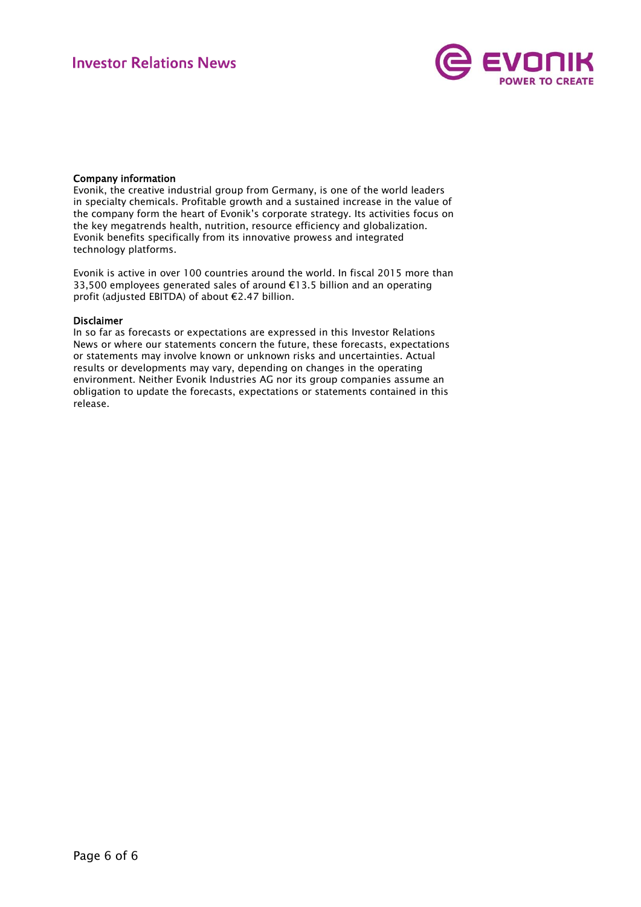**Company information**

Evonik, the creative industrial group from Germany, is one of the world leaders in specialty chemicals. Profitable growth and a sustained increase in the value of the company form the heart of Evonik's corporate strategy. Its activities focus on the key megatrends health, nutrition, resource efficiency and globalization. Evonik benefits specifically from its innovative prowess and integrated technology platforms.

Evonik is active in over 100 countries around the world. In fiscal 2015 more than 33,500 employees generated sales of around €13.5 billion and an operating profit (adjusted EBITDA) of about €2.47 billion.

**Disclaimer**

In so far as forecasts or expectations are expressed in this Investor Relations News or where our statements concern the future, these forecasts, expectations or statements may involve known or unknown risks and uncertainties. Actual results or developments may vary, depending on changes in the operating environment. Neither Evonik Industries AG nor its group companies assume an obligation to update the forecasts, expectations or statements contained in this release.